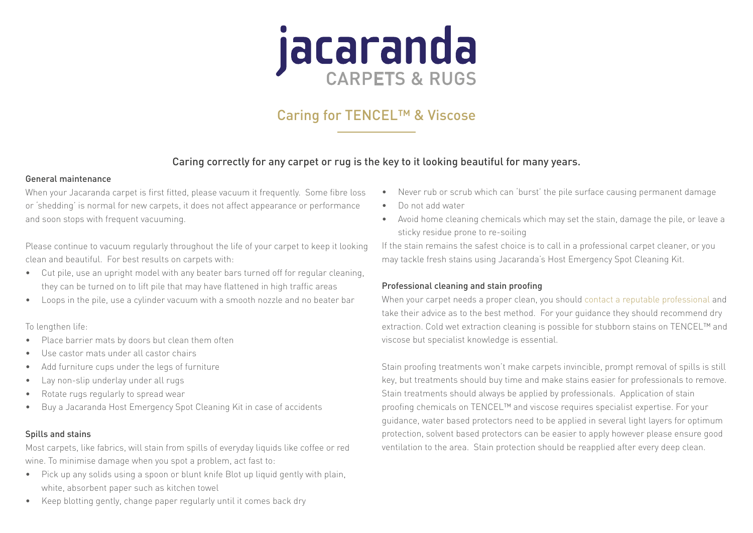# jacaranda

CARPETS & RUGS

## Caring for TENCEL™ & Viscose

Caring correctly for any carpet or rug is the key to it looking beautiful for many years.

### General maintenance

When your Jacaranda carpet is first fitted, please vacuum it frequently. Some fibre loss or 'shedding' is normal for new carpets, it does not affect appearance or performance and soon stops with frequent vacuuming.

Please continue to vacuum regularly throughout the life of your carpet to keep it looking clean and beautiful. For best results on carpets with:

- Cut pile, use an upright model with any beater bars turned off for regular cleaning, they can be turned on to lift pile that may have flattened in high traffic areas
- Loops in the pile, use a cylinder vacuum with a smooth nozzle and no beater bar

To lengthen life:

- Place barrier mats by doors but clean them often
- Use castor mats under all castor chairs
- Add furniture cups under the legs of furniture
- Lay non-slip underlay under all rugs
- Rotate rugs regularly to spread wear
- Buy a Jacaranda Host Emergency Spot Cleaning Kit in case of accidents

### Spills and stains

Most carpets, like fabrics, will stain from spills of everyday liquids like coffee or red wine. To minimise damage when you spot a problem, act fast to:

- Pick up any solids using a spoon or blunt knife Blot up liquid gently with plain, white, absorbent paper such as kitchen towel
- Keep blotting gently, change paper regularly until it comes back dry
- Never rub or scrub which can 'burst' the pile surface causing permanent damage
- Do not add water
- Avoid home cleaning chemicals which may set the stain, damage the pile, or leave a sticky residue prone to re-soiling

If the stain remains the safest choice is to call in a professional carpet cleaner, or you may tackle fresh stains using Jacaranda's Host Emergency Spot Cleaning Kit.

### Professional cleaning and stain proofing

When your carpet needs a proper clean, you should contact a reputable professional and take their advice as to the best method. For your guidance they should recommend dry extraction. Cold wet extraction cleaning is possible for stubborn stains on TENCEL™ and viscose but specialist knowledge is essential.

Stain proofing treatments won't make carpets invincible, prompt removal of spills is still key, but treatments should buy time and make stains easier for professionals to remove. Stain treatments should always be applied by professionals. Application of stain proofing chemicals on TENCEL™ and viscose requires specialist expertise. For your guidance, water based protectors need to be applied in several light layers for optimum protection, solvent based protectors can be easier to apply however please ensure good ventilation to the area. Stain protection should be reapplied after every deep clean.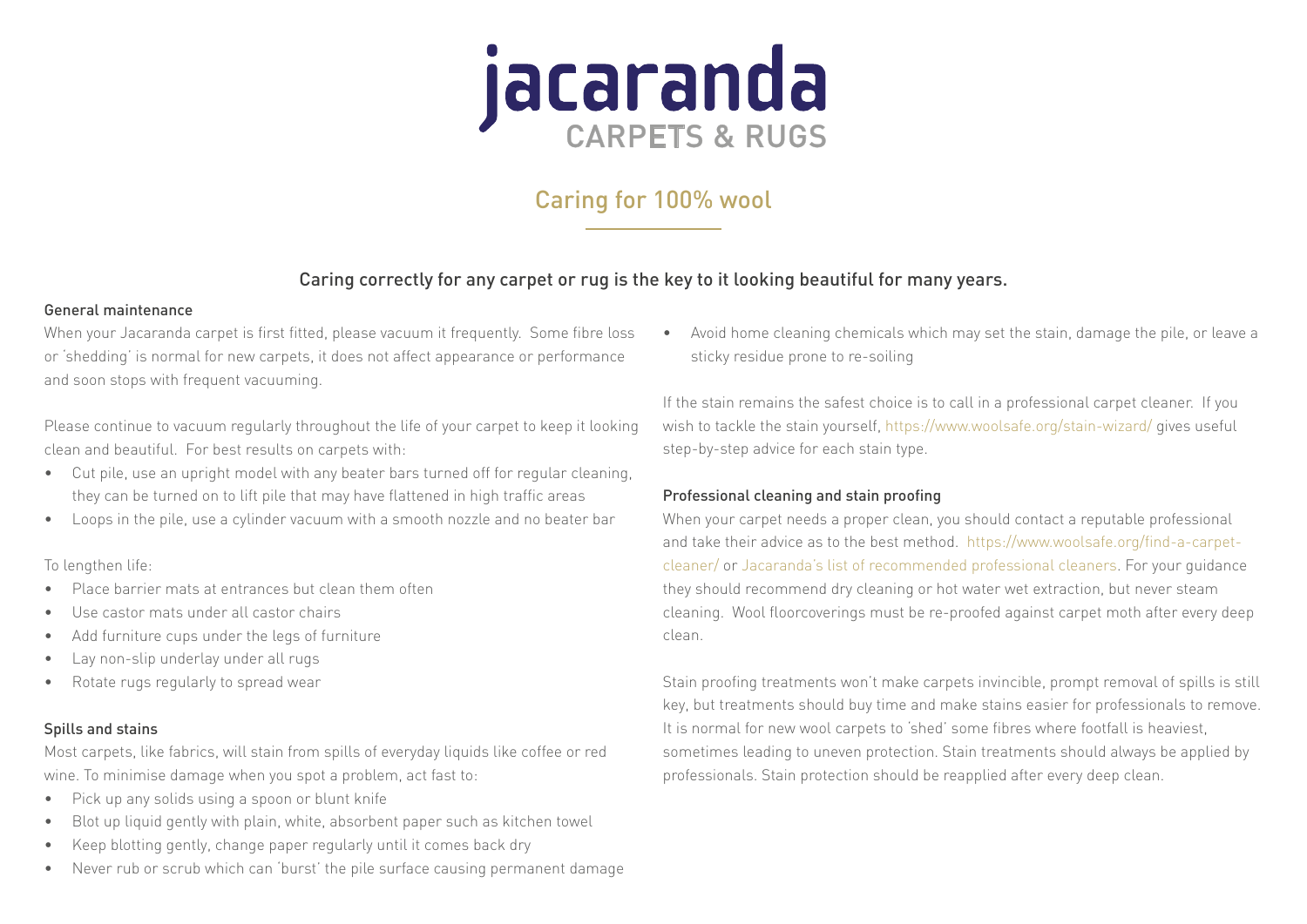# jacaranda

CARPETS & RUGS

## Caring for 100% wool

### Caring correctly for any carpet or rug is the key to it looking beautiful for many years.

#### General maintenance

When your Jacaranda carpet is first fitted, please vacuum it frequently. Some fibre loss or 'shedding' is normal for new carpets, it does not affect appearance or performance and soon stops with frequent vacuuming.

Please continue to vacuum regularly throughout the life of your carpet to keep it looking clean and beautiful. For best results on carpets with:

- Cut pile, use an upright model with any beater bars turned off for regular cleaning, they can be turned on to lift pile that may have flattened in high traffic areas
- Loops in the pile, use a cylinder vacuum with a smooth nozzle and no beater bar

To lengthen life:

- Place barrier mats at entrances but clean them often
- Use castor mats under all castor chairs
- Add furniture cups under the legs of furniture
- Lay non-slip underlay under all rugs
- Rotate rugs regularly to spread wear

#### Spills and stains

Most carpets, like fabrics, will stain from spills of everyday liquids like coffee or red wine. To minimise damage when you spot a problem, act fast to:

- Pick up any solids using a spoon or blunt knife
- Blot up liquid gently with plain, white, absorbent paper such as kitchen towel
- Keep blotting gently, change paper regularly until it comes back dry
- Never rub or scrub which can 'burst' the pile surface causing permanent damage
- Avoid home cleaning chemicals which may set the stain, damage the pile, or leave a sticky residue prone to re-soiling

If the stain remains the safest choice is to call in a professional carpet cleaner. If you wish to tackle the stain yourself, https://www.woolsafe.org/stain-wizard/ gives useful step-by-step advice for each stain type.

#### Professional cleaning and stain proofing

When your carpet needs a proper clean, you should contact a reputable professional and take their advice as to the best method. https://www.woolsafe.org/find-a-carpet-cleaner/ or Jacaranda's list of recommended professional cleaners. For your guidance they should recommend dry cleaning or hot water wet extraction, but never steam cleaning. Wool floorcoverings must be re-proofed against carpet moth after every deep clean.

Stain proofing treatments won't make carpets invincible, prompt removal of spills is still key, but treatments should buy time and make stains easier for professionals to remove. It is normal for new wool carpets to 'shed' some fibres where footfall is heaviest, sometimes leading to uneven protection. Stain treatments should always be applied by professionals. Stain protection should be reapplied after every deep clean.